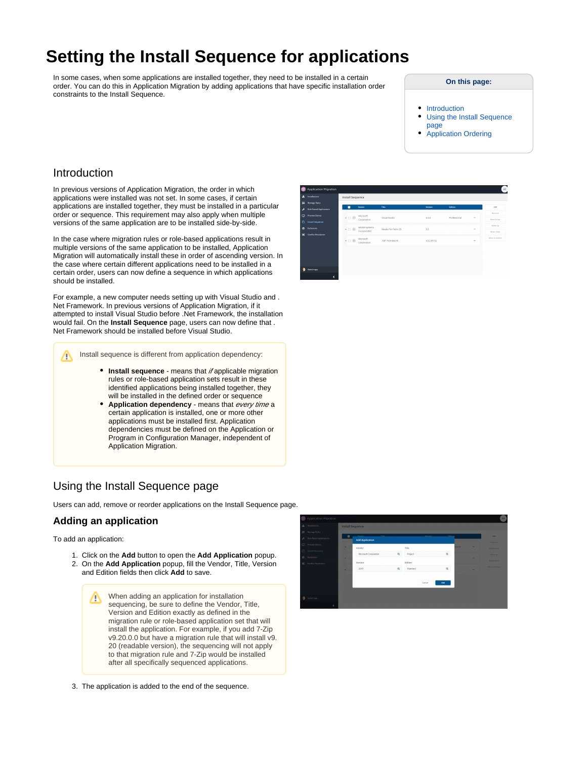# Setting the Install Sequence for applications

In some cases, when some applications are installed together, they need to be installed in a certain order. You can do this in Application Migration by adding applications that have specific installation order constraints to the Install Sequence.

**On this page:**

- Introduction
- Using the Install Sequence page
- Application Ordering

## Introduction

In previous versions of Application Migration, the order in which applications were installed was not set. In some cases, if certain applications are installed together, they must be installed in a particular order or sequence. This requirement may also apply when multiple versions of the same application are to be installed side-by-side.

In the case where migration rules or role-based applications result in multiple versions of the same application to be installed, Application Migration will automatically install these in order of ascending version. In the case where certain different applications need to be installed in a certain order, users can now define a sequence in which applications should be installed.

For example, a new computer needs setting up with Visual Studio and .Net Framework. In previous versions of Application Migration, if it attempted to install Visual Studio before .Net Framework, the installation would fail. On the **Install Sequence** page, users can now define that .Net Framework should be installed before Visual Studio.

> Install sequence is different from application dependency:
>
> - **Install sequence** - means that *if* applicable migration rules or role-based application sets result in these identified applications being installed together, they will be installed in the defined order or sequence
> - **Application dependency** - means that *every time* a certain application is installed, one or more other applications must be installed first. Application dependencies must be defined on the Application or Program in Configuration Manager, independent of Application Migration.

## Using the Install Sequence page

Users can add, remove or reorder applications on the Install Sequence page.

### Adding an application

To add an application:

1. Click on the **Add** button to open the **Add Application** popup.
2. On the **Add Application** popup, fill the Vendor, Title, Version and Edition fields then click **Add** to save.

   > When adding an application for installation sequencing, be sure to define the Vendor, Title, Version and Edition exactly as defined in the migration rule or role-based application set that will install the application. For example, if you add 7-Zip v9.20.0.0 but have a migration rule that will install v9.20 (readable version), the sequencing will not apply to that migration rule and 7-Zip would be installed after all specifically sequenced applications.

3. The application is added to the end of the sequence.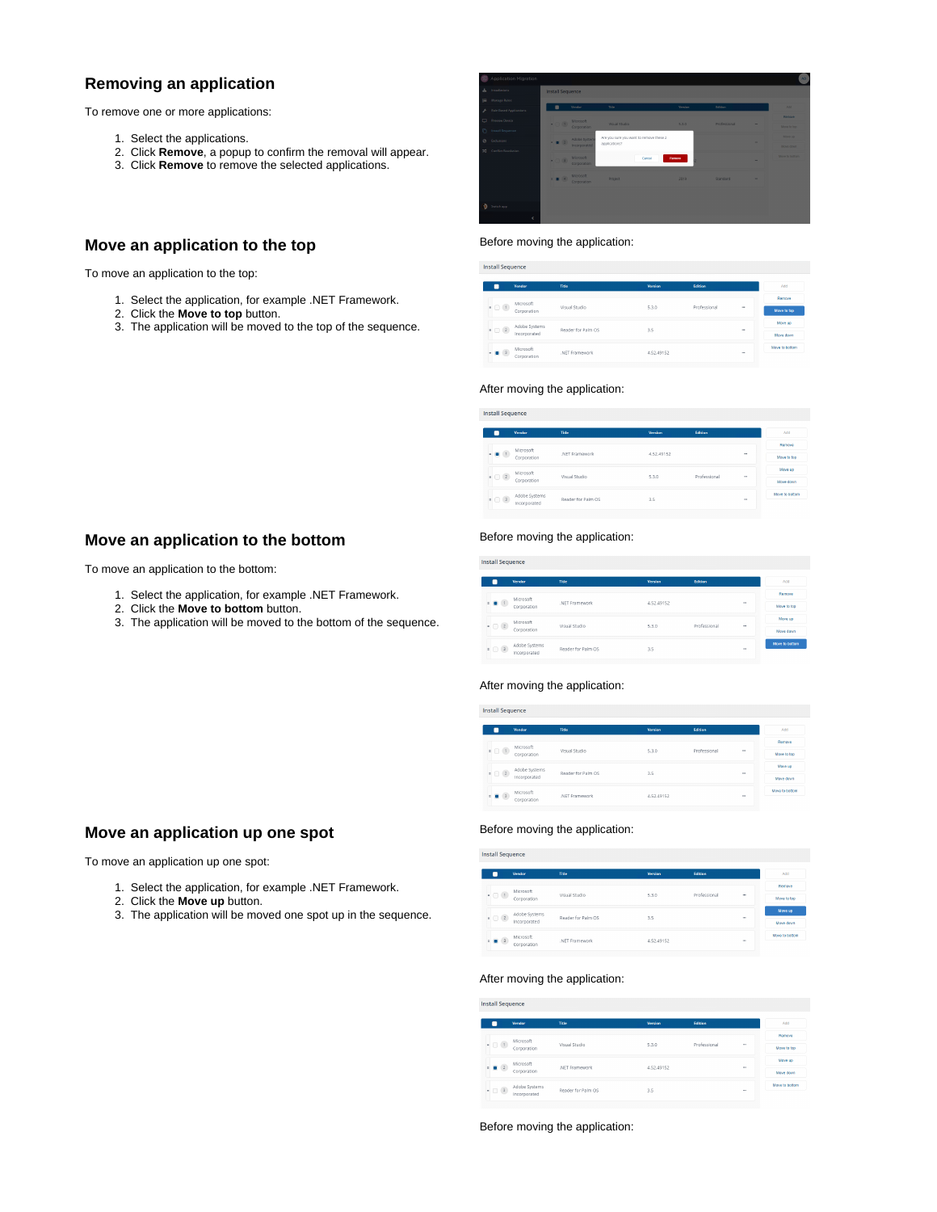## Removing an application

To remove one or more applications:

1. Select the applications.
2. Click **Remove**, a popup to confirm the removal will appear.
3. Click **Remove** to remove the selected applications.

## Move an application to the top

To move an application to the top:

1. Select the application, for example .NET Framework.
2. Click the **Move to top** button.
3. The application will be moved to the top of the sequence.

Before moving the application:

After moving the application:

## Move an application to the bottom

To move an application to the bottom:

1. Select the application, for example .NET Framework.
2. Click the **Move to bottom** button.
3. The application will be moved to the bottom of the sequence.

Before moving the application:

After moving the application:

## Move an application up one spot

To move an application up one spot:

1. Select the application, for example .NET Framework.
2. Click the **Move up** button.
3. The application will be moved one spot up in the sequence.

Before moving the application:

After moving the application:

Before moving the application: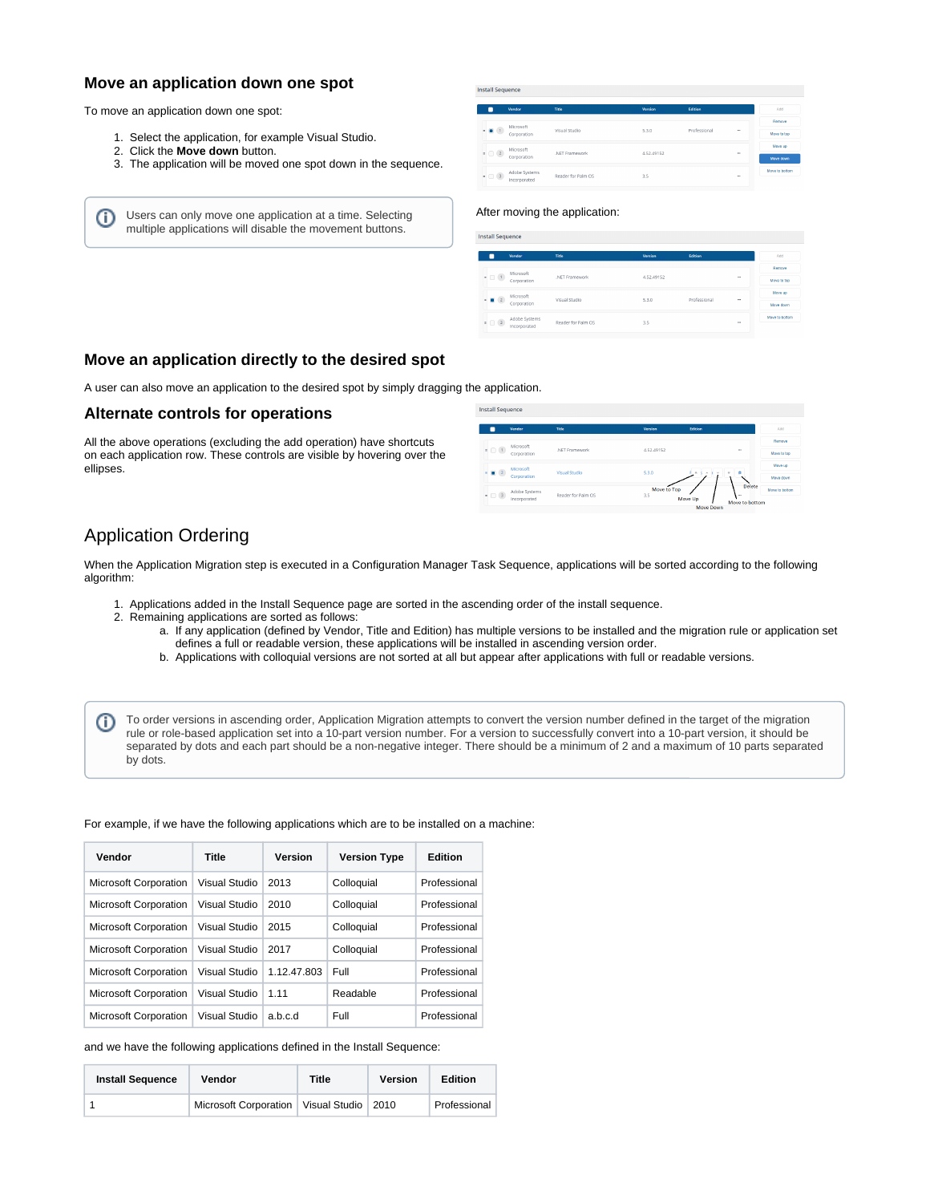## Move an application down one spot

To move an application down one spot:

1. Select the application, for example Visual Studio.
2. Click the **Move down** button.
3. The application will be moved one spot down in the sequence.

> ⓘ Users can only move one application at a time. Selecting multiple applications will disable the movement buttons.

After moving the application:

## Move an application directly to the desired spot

A user can also move an application to the desired spot by simply dragging the application.

## Alternate controls for operations

All the above operations (excluding the add operation) have shortcuts on each application row. These controls are visible by hovering over the ellipses.

# Application Ordering

When the Application Migration step is executed in a Configuration Manager Task Sequence, applications will be sorted according to the following algorithm:

1. Applications added in the Install Sequence page are sorted in the ascending order of the install sequence.
2. Remaining applications are sorted as follows:
   a. If any application (defined by Vendor, Title and Edition) has multiple versions to be installed and the migration rule or application set defines a full or readable version, these applications will be installed in ascending version order.
   b. Applications with colloquial versions are not sorted at all but appear after applications with full or readable versions.

> ⓘ To order versions in ascending order, Application Migration attempts to convert the version number defined in the target of the migration rule or role-based application set into a 10-part version number. For a version to successfully convert into a 10-part version, it should be separated by dots and each part should be a non-negative integer. There should be a minimum of 2 and a maximum of 10 parts separated by dots.

For example, if we have the following applications which are to be installed on a machine:

| Vendor | Title | Version | Version Type | Edition |
|---|---|---|---|---|
| Microsoft Corporation | Visual Studio | 2013 | Colloquial | Professional |
| Microsoft Corporation | Visual Studio | 2010 | Colloquial | Professional |
| Microsoft Corporation | Visual Studio | 2015 | Colloquial | Professional |
| Microsoft Corporation | Visual Studio | 2017 | Colloquial | Professional |
| Microsoft Corporation | Visual Studio | 1.12.47.803 | Full | Professional |
| Microsoft Corporation | Visual Studio | 1.11 | Readable | Professional |
| Microsoft Corporation | Visual Studio | a.b.c.d | Full | Professional |

and we have the following applications defined in the Install Sequence:

| Install Sequence | Vendor | Title | Version | Edition |
|---|---|---|---|---|
| 1 | Microsoft Corporation | Visual Studio | 2010 | Professional |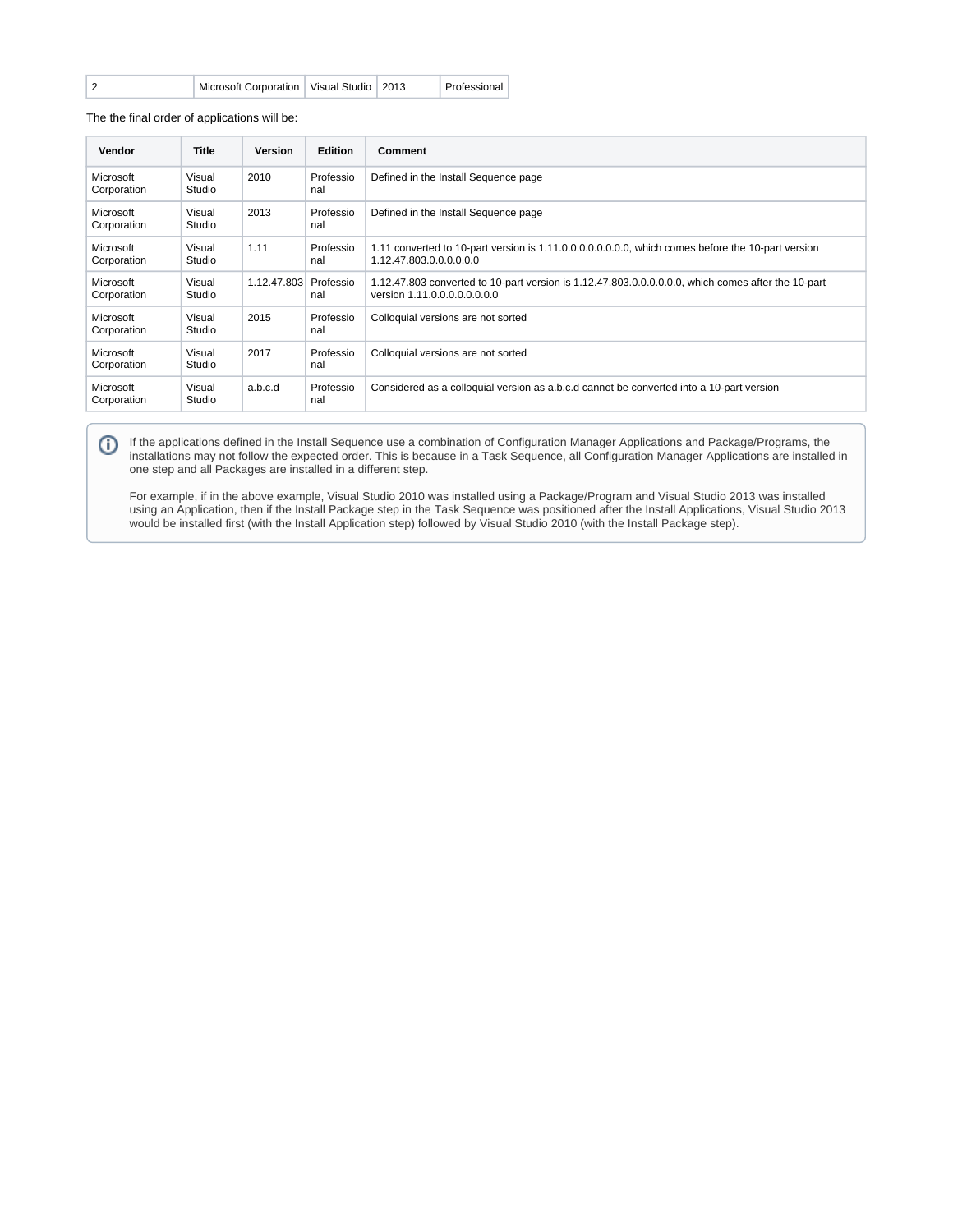| | | | | |
|---|---|---|---|---|
| 2 | Microsoft Corporation | Visual Studio | 2013 | Professional |

The the final order of applications will be:

| Vendor | Title | Version | Edition | Comment |
|---|---|---|---|---|
| Microsoft Corporation | Visual Studio | 2010 | Professional | Defined in the Install Sequence page |
| Microsoft Corporation | Visual Studio | 2013 | Professional | Defined in the Install Sequence page |
| Microsoft Corporation | Visual Studio | 1.11 | Professional | 1.11 converted to 10-part version is 1.11.0.0.0.0.0.0.0.0, which comes before the 10-part version 1.12.47.803.0.0.0.0.0.0 |
| Microsoft Corporation | Visual Studio | 1.12.47.803 | Professional | 1.12.47.803 converted to 10-part version is 1.12.47.803.0.0.0.0.0.0, which comes after the 10-part version 1.11.0.0.0.0.0.0.0.0 |
| Microsoft Corporation | Visual Studio | 2015 | Professional | Colloquial versions are not sorted |
| Microsoft Corporation | Visual Studio | 2017 | Professional | Colloquial versions are not sorted |
| Microsoft Corporation | Visual Studio | a.b.c.d | Professional | Considered as a colloquial version as a.b.c.d cannot be converted into a 10-part version |

If the applications defined in the Install Sequence use a combination of Configuration Manager Applications and Package/Programs, the installations may not follow the expected order. This is because in a Task Sequence, all Configuration Manager Applications are installed in one step and all Packages are installed in a different step.

For example, if in the above example, Visual Studio 2010 was installed using a Package/Program and Visual Studio 2013 was installed using an Application, then if the Install Package step in the Task Sequence was positioned after the Install Applications, Visual Studio 2013 would be installed first (with the Install Application step) followed by Visual Studio 2010 (with the Install Package step).